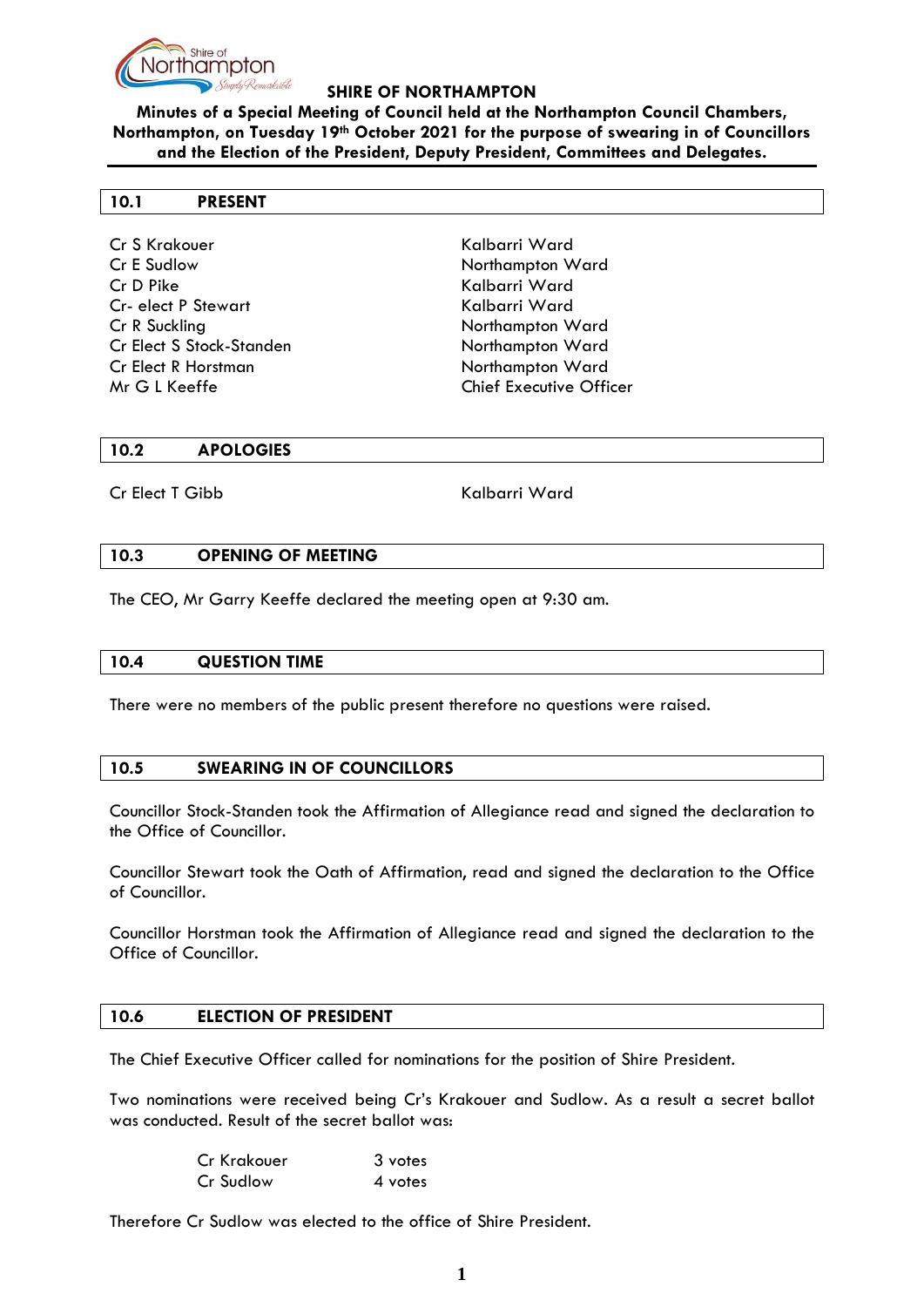# SHIRE OF NORTHAMPTON

**Minutes of a Special Meeting of Council held at the Northampton Council Chambers, Northampton, on Tuesday 19th October 2021 for the purpose of swearing in of Councillors and the Election of the President, Deputy President, Committees and Delegates.**

## 10.1 PRESENT

| | |
|---|---|
| Cr S Krakouer | Kalbarri Ward |
| Cr E Sudlow | Northampton Ward |
| Cr D Pike | Kalbarri Ward |
| Cr- elect P Stewart | Kalbarri Ward |
| Cr R Suckling | Northampton Ward |
| Cr Elect S Stock-Standen | Northampton Ward |
| Cr Elect R Horstman | Northampton Ward |
| Mr G L Keeffe | Chief Executive Officer |

## 10.2 APOLOGIES

| | |
|---|---|
| Cr Elect T Gibb | Kalbarri Ward |

## 10.3 OPENING OF MEETING

The CEO, Mr Garry Keeffe declared the meeting open at 9:30 am.

## 10.4 QUESTION TIME

There were no members of the public present therefore no questions were raised.

## 10.5 SWEARING IN OF COUNCILLORS

Councillor Stock-Standen took the Affirmation of Allegiance read and signed the declaration to the Office of Councillor.

Councillor Stewart took the Oath of Affirmation, read and signed the declaration to the Office of Councillor.

Councillor Horstman took the Affirmation of Allegiance read and signed the declaration to the Office of Councillor.

## 10.6 ELECTION OF PRESIDENT

The Chief Executive Officer called for nominations for the position of Shire President.

Two nominations were received being Cr's Krakouer and Sudlow. As a result a secret ballot was conducted. Result of the secret ballot was:

| | |
|---|---|
| Cr Krakouer | 3 votes |
| Cr Sudlow | 4 votes |

Therefore Cr Sudlow was elected to the office of Shire President.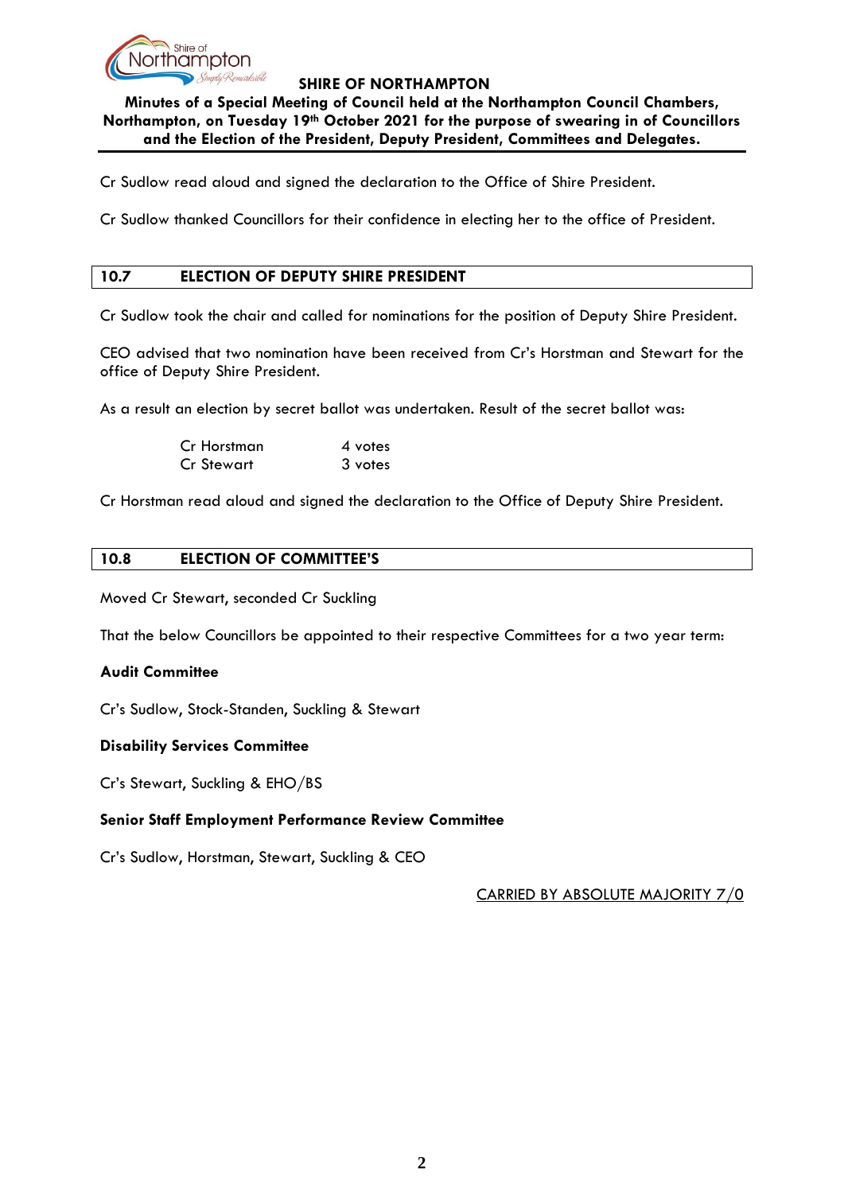Cr Sudlow read aloud and signed the declaration to the Office of Shire President.

Cr Sudlow thanked Councillors for their confidence in electing her to the office of President.

## 10.7 ELECTION OF DEPUTY SHIRE PRESIDENT

Cr Sudlow took the chair and called for nominations for the position of Deputy Shire President.

CEO advised that two nomination have been received from Cr's Horstman and Stewart for the office of Deputy Shire President.

As a result an election by secret ballot was undertaken. Result of the secret ballot was:

| | |
|---|---|
| Cr Horstman | 4 votes |
| Cr Stewart | 3 votes |

Cr Horstman read aloud and signed the declaration to the Office of Deputy Shire President.

## 10.8 ELECTION OF COMMITTEE'S

Moved Cr Stewart, seconded Cr Suckling

That the below Councillors be appointed to their respective Committees for a two year term:

**Audit Committee**

Cr's Sudlow, Stock-Standen, Suckling & Stewart

**Disability Services Committee**

Cr's Stewart, Suckling & EHO/BS

**Senior Staff Employment Performance Review Committee**

Cr's Sudlow, Horstman, Stewart, Suckling & CEO

CARRIED BY ABSOLUTE MAJORITY 7/0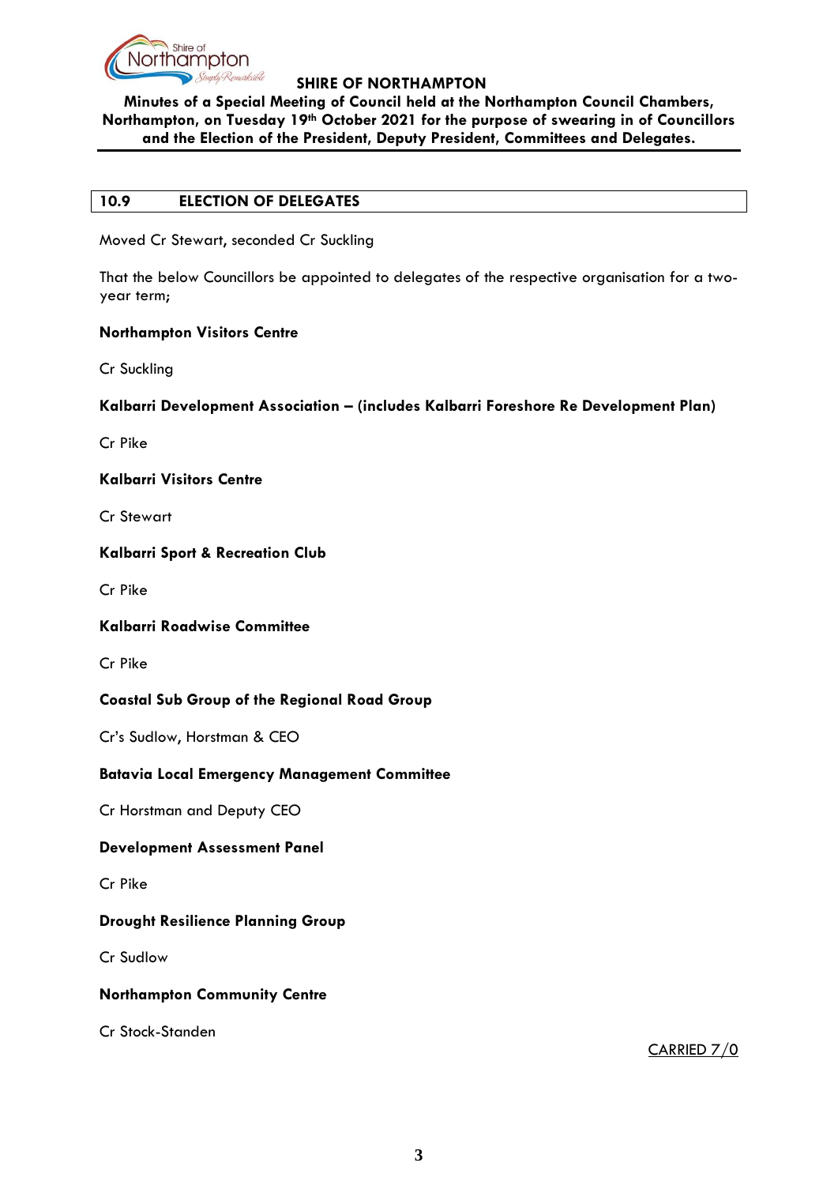## 10.9 ELECTION OF DELEGATES

Moved Cr Stewart, seconded Cr Suckling

That the below Councillors be appointed to delegates of the respective organisation for a two-year term;

**Northampton Visitors Centre**

Cr Suckling

**Kalbarri Development Association – (includes Kalbarri Foreshore Re Development Plan)**

Cr Pike

**Kalbarri Visitors Centre**

Cr Stewart

**Kalbarri Sport & Recreation Club**

Cr Pike

**Kalbarri Roadwise Committee**

Cr Pike

**Coastal Sub Group of the Regional Road Group**

Cr's Sudlow, Horstman & CEO

**Batavia Local Emergency Management Committee**

Cr Horstman and Deputy CEO

**Development Assessment Panel**

Cr Pike

**Drought Resilience Planning Group**

Cr Sudlow

**Northampton Community Centre**

Cr Stock-Standen

CARRIED 7/0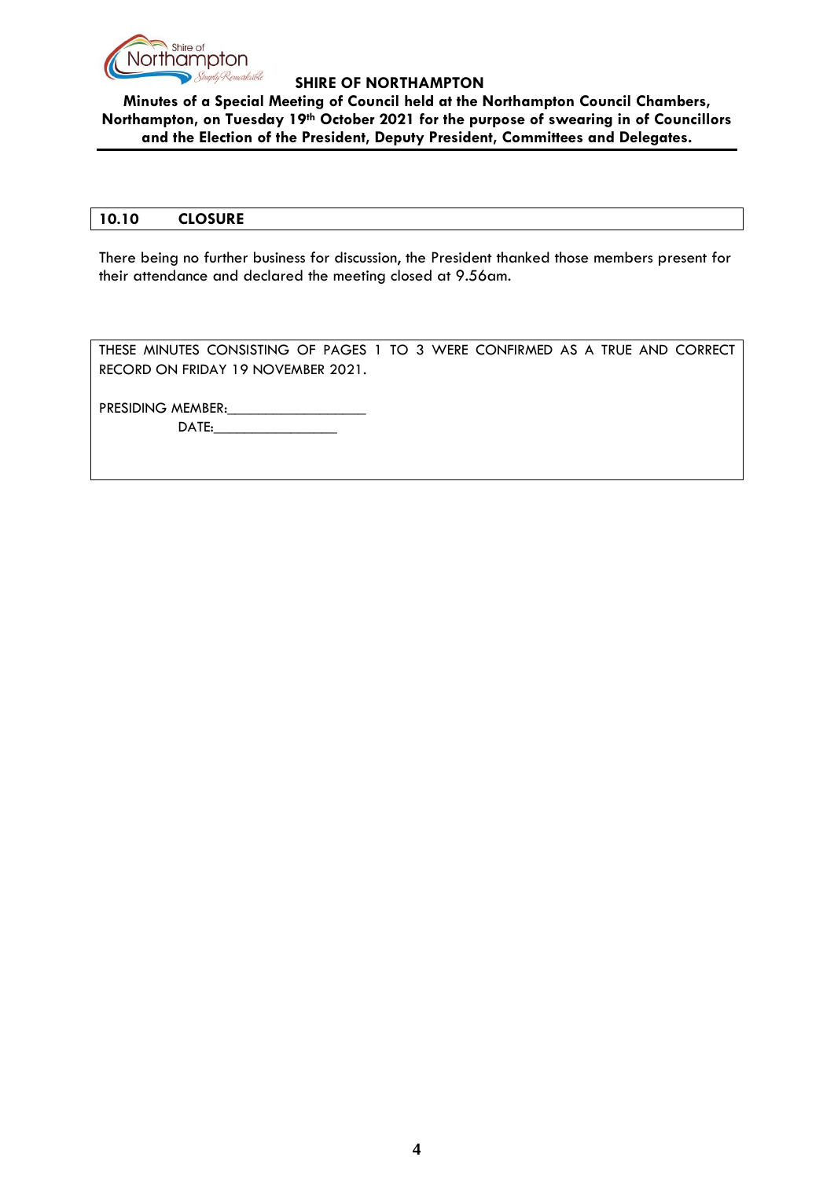## 10.10 CLOSURE

There being no further business for discussion, the President thanked those members present for their attendance and declared the meeting closed at 9.56am.

THESE MINUTES CONSISTING OF PAGES 1 TO 3 WERE CONFIRMED AS A TRUE AND CORRECT RECORD ON FRIDAY 19 NOVEMBER 2021.

PRESIDING MEMBER:__________________

DATE:_________________